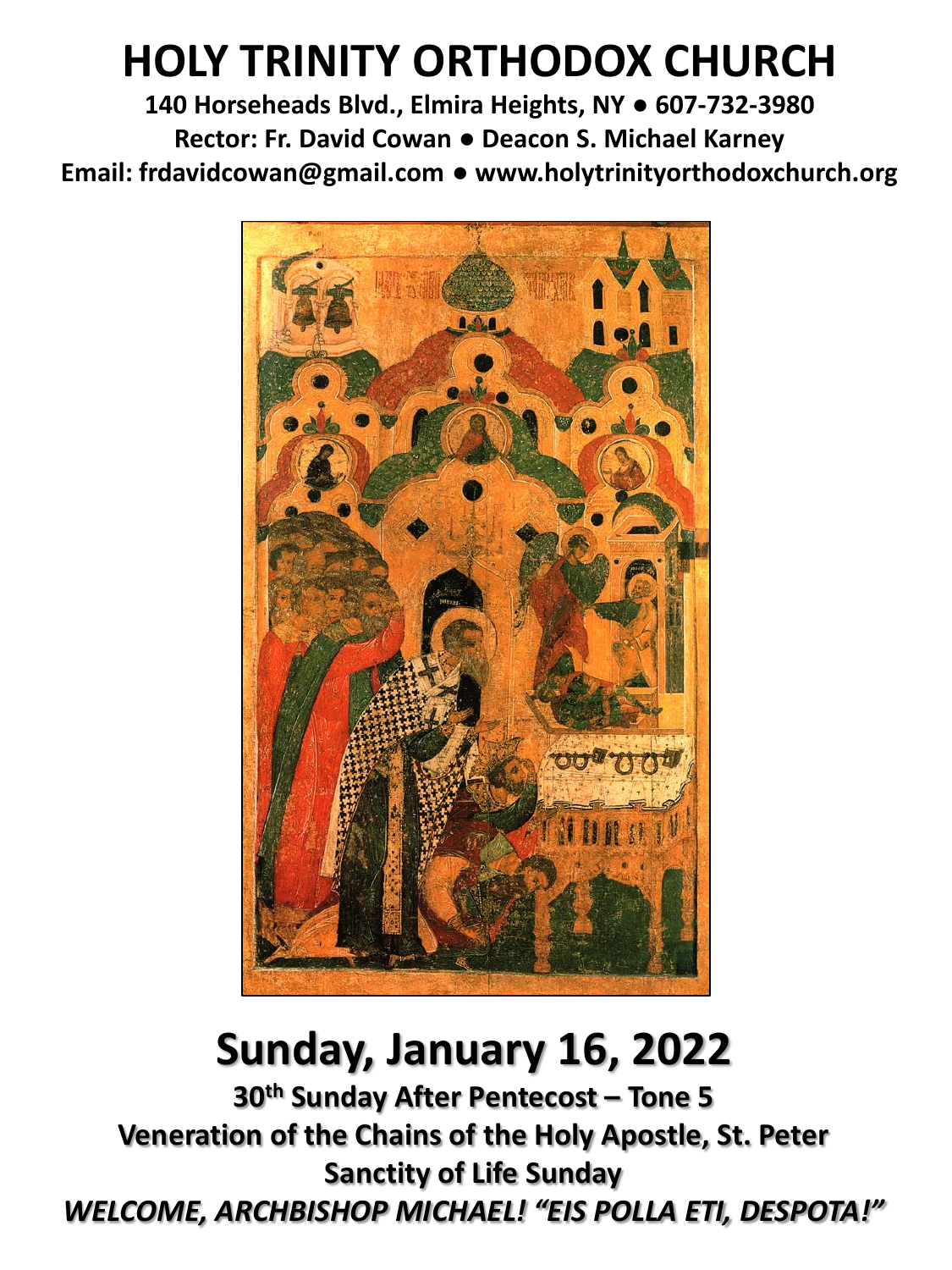# HOLY TRINITY ORTHODOX CHURCH

**140 Horseheads Blvd., Elmira Heights, NY ● 607-732-3980**
**Rector: Fr. David Cowan ● Deacon S. Michael Karney**
**Email: frdavidcowan@gmail.com ● www.holytrinityorthodoxchurch.org**

## Sunday, January 16, 2022

**30th Sunday After Pentecost – Tone 5**
**Veneration of the Chains of the Holy Apostle, St. Peter**
**Sanctity of Life Sunday**
***WELCOME, ARCHBISHOP MICHAEL! "EIS POLLA ETI, DESPOTA!"***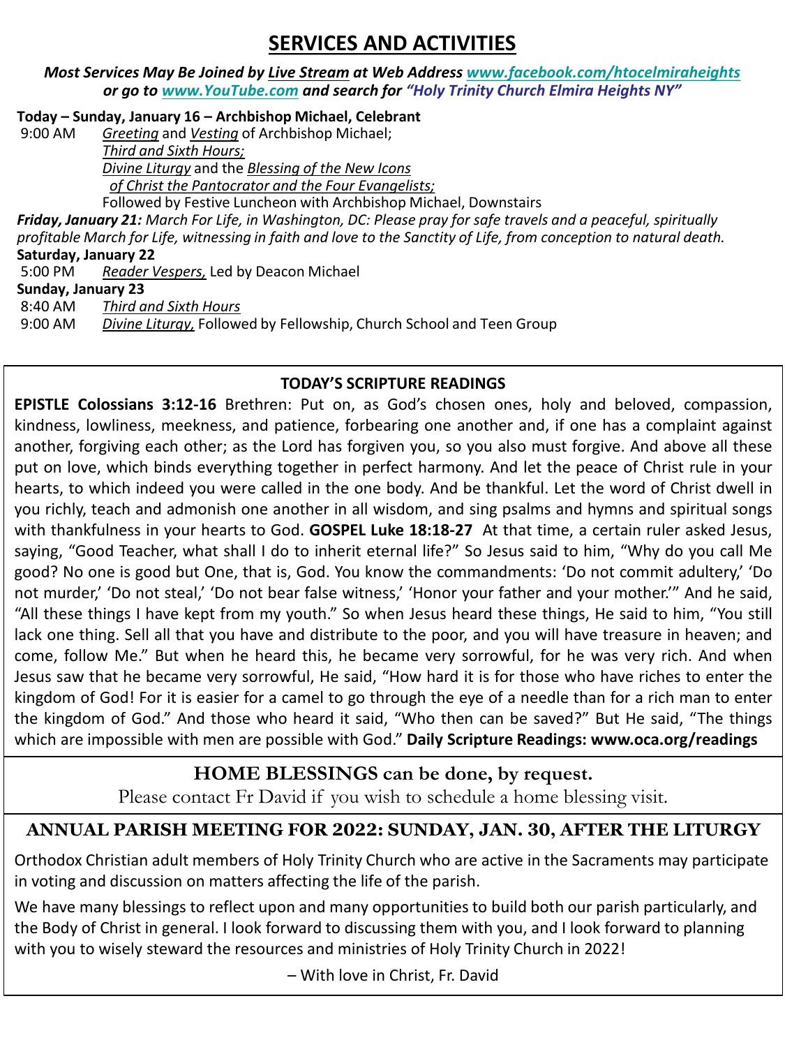# SERVICES AND ACTIVITIES

***Most Services May Be Joined by Live Stream at Web Address www.facebook.com/htocelmiraheights or go to www.YouTube.com and search for "Holy Trinity Church Elmira Heights NY"***

**Today – Sunday, January 16 – Archbishop Michael, Celebrant**

9:00 AM *Greeting* and *Vesting* of Archbishop Michael;
*Third and Sixth Hours;*
*Divine Liturgy* and the *Blessing of the New Icons of Christ the Pantocrator and the Four Evangelists;*
Followed by Festive Luncheon with Archbishop Michael, Downstairs

***Friday, January 21:*** *March For Life, in Washington, DC: Please pray for safe travels and a peaceful, spiritually profitable March for Life, witnessing in faith and love to the Sanctity of Life, from conception to natural death.*

**Saturday, January 22**

5:00 PM *Reader Vespers,* Led by Deacon Michael

**Sunday, January 23**

8:40 AM *Third and Sixth Hours*

9:00 AM *Divine Liturgy,* Followed by Fellowship, Church School and Teen Group

## TODAY'S SCRIPTURE READINGS

**EPISTLE Colossians 3:12-16** Brethren: Put on, as God's chosen ones, holy and beloved, compassion, kindness, lowliness, meekness, and patience, forbearing one another and, if one has a complaint against another, forgiving each other; as the Lord has forgiven you, so you also must forgive. And above all these put on love, which binds everything together in perfect harmony. And let the peace of Christ rule in your hearts, to which indeed you were called in the one body. And be thankful. Let the word of Christ dwell in you richly, teach and admonish one another in all wisdom, and sing psalms and hymns and spiritual songs with thankfulness in your hearts to God. **GOSPEL Luke 18:18-27** At that time, a certain ruler asked Jesus, saying, "Good Teacher, what shall I do to inherit eternal life?" So Jesus said to him, "Why do you call Me good? No one is good but One, that is, God. You know the commandments: 'Do not commit adultery,' 'Do not murder,' 'Do not steal,' 'Do not bear false witness,' 'Honor your father and your mother.'" And he said, "All these things I have kept from my youth." So when Jesus heard these things, He said to him, "You still lack one thing. Sell all that you have and distribute to the poor, and you will have treasure in heaven; and come, follow Me." But when he heard this, he became very sorrowful, for he was very rich. And when Jesus saw that he became very sorrowful, He said, "How hard it is for those who have riches to enter the kingdom of God! For it is easier for a camel to go through the eye of a needle than for a rich man to enter the kingdom of God." And those who heard it said, "Who then can be saved?" But He said, "The things which are impossible with men are possible with God." **Daily Scripture Readings: www.oca.org/readings**

## HOME BLESSINGS can be done, by request.

Please contact Fr David if you wish to schedule a home blessing visit.

## ANNUAL PARISH MEETING FOR 2022: SUNDAY, JAN. 30, AFTER THE LITURGY

Orthodox Christian adult members of Holy Trinity Church who are active in the Sacraments may participate in voting and discussion on matters affecting the life of the parish.

We have many blessings to reflect upon and many opportunities to build both our parish particularly, and the Body of Christ in general. I look forward to discussing them with you, and I look forward to planning with you to wisely steward the resources and ministries of Holy Trinity Church in 2022!

– With love in Christ, Fr. David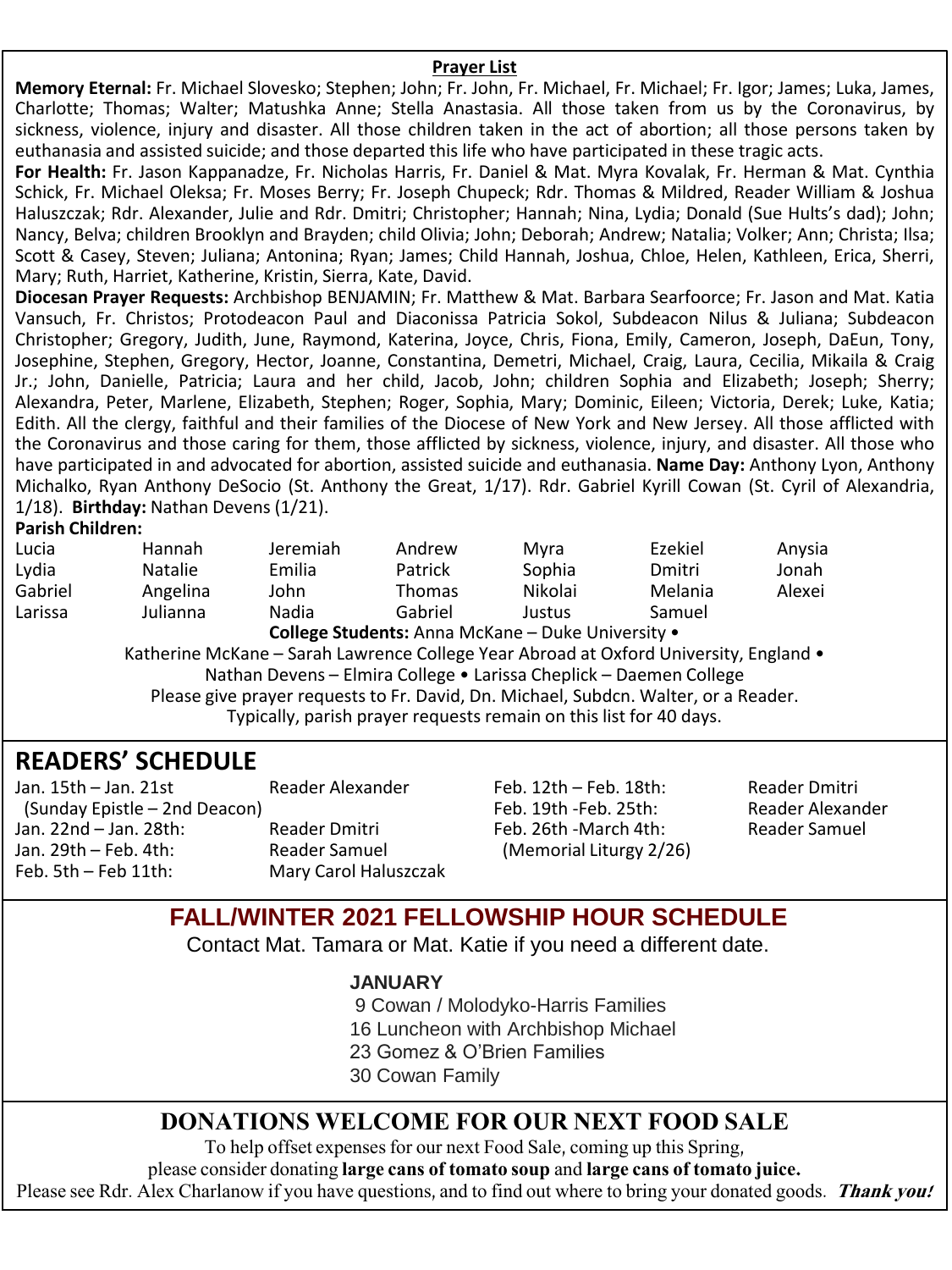## Prayer List

**Memory Eternal:** Fr. Michael Slovesko; Stephen; John; Fr. John, Fr. Michael, Fr. Michael; Fr. Igor; James; Luka, James, Charlotte; Thomas; Walter; Matushka Anne; Stella Anastasia. All those taken from us by the Coronavirus, by sickness, violence, injury and disaster. All those children taken in the act of abortion; all those persons taken by euthanasia and assisted suicide; and those departed this life who have participated in these tragic acts.

**For Health:** Fr. Jason Kappanadze, Fr. Nicholas Harris, Fr. Daniel & Mat. Myra Kovalak, Fr. Herman & Mat. Cynthia Schick, Fr. Michael Oleksa; Fr. Moses Berry; Fr. Joseph Chupeck; Rdr. Thomas & Mildred, Reader William & Joshua Haluszczak; Rdr. Alexander, Julie and Rdr. Dmitri; Christopher; Hannah; Nina, Lydia; Donald (Sue Hults's dad); John; Nancy, Belva; children Brooklyn and Brayden; child Olivia; John; Deborah; Andrew; Natalia; Volker; Ann; Christa; Ilsa; Scott & Casey, Steven; Juliana; Antonina; Ryan; James; Child Hannah, Joshua, Chloe, Helen, Kathleen, Erica, Sherri, Mary; Ruth, Harriet, Katherine, Kristin, Sierra, Kate, David.

**Diocesan Prayer Requests:** Archbishop BENJAMIN; Fr. Matthew & Mat. Barbara Searfoorce; Fr. Jason and Mat. Katia Vansuch, Fr. Christos; Protodeacon Paul and Diaconissa Patricia Sokol, Subdeacon Nilus & Juliana; Subdeacon Christopher; Gregory, Judith, June, Raymond, Katerina, Joyce, Chris, Fiona, Emily, Cameron, Joseph, DaEun, Tony, Josephine, Stephen, Gregory, Hector, Joanne, Constantina, Demetri, Michael, Craig, Laura, Cecilia, Mikaila & Craig Jr.; John, Danielle, Patricia; Laura and her child, Jacob, John; children Sophia and Elizabeth; Joseph; Sherry; Alexandra, Peter, Marlene, Elizabeth, Stephen; Roger, Sophia, Mary; Dominic, Eileen; Victoria, Derek; Luke, Katia; Edith. All the clergy, faithful and their families of the Diocese of New York and New Jersey. All those afflicted with the Coronavirus and those caring for them, those afflicted by sickness, violence, injury, and disaster. All those who have participated in and advocated for abortion, assisted suicide and euthanasia. **Name Day:** Anthony Lyon, Anthony Michalko, Ryan Anthony DeSocio (St. Anthony the Great, 1/17). Rdr. Gabriel Kyrill Cowan (St. Cyril of Alexandria, 1/18). **Birthday:** Nathan Devens (1/21).

**Parish Children:**

| | | | | | | |
|---|---|---|---|---|---|---|
| Lucia | Hannah | Jeremiah | Andrew | Myra | Ezekiel | Anysia |
| Lydia | Natalie | Emilia | Patrick | Sophia | Dmitri | Jonah |
| Gabriel | Angelina | John | Thomas | Nikolai | Melania | Alexei |
| Larissa | Julianna | Nadia | Gabriel | Justus | Samuel | |

**College Students:** Anna McKane – Duke University • Katherine McKane – Sarah Lawrence College Year Abroad at Oxford University, England • Nathan Devens – Elmira College • Larissa Cheplick – Daemen College

Please give prayer requests to Fr. David, Dn. Michael, Subdcn. Walter, or a Reader. Typically, parish prayer requests remain on this list for 40 days.

## READERS' SCHEDULE

| Dates | Reader |
|---|---|
| Jan. 15th – Jan. 21st (Sunday Epistle – 2nd Deacon) | Reader Alexander |
| Jan. 22nd – Jan. 28th: | Reader Dmitri |
| Jan. 29th – Feb. 4th: | Reader Samuel |
| Feb. 5th – Feb 11th: | Mary Carol Haluszczak |
| Feb. 12th – Feb. 18th: | Reader Dmitri |
| Feb. 19th -Feb. 25th: | Reader Alexander |
| Feb. 26th -March 4th: (Memorial Liturgy 2/26) | Reader Samuel |

## FALL/WINTER 2021 FELLOWSHIP HOUR SCHEDULE

Contact Mat. Tamara or Mat. Katie if you need a different date.

**JANUARY**

9 Cowan / Molodyko-Harris Families
16 Luncheon with Archbishop Michael
23 Gomez & O'Brien Families
30 Cowan Family

## DONATIONS WELCOME FOR OUR NEXT FOOD SALE

To help offset expenses for our next Food Sale, coming up this Spring, please consider donating **large cans of tomato soup** and **large cans of tomato juice.**
Please see Rdr. Alex Charlanow if you have questions, and to find out where to bring your donated goods. ***Thank you!***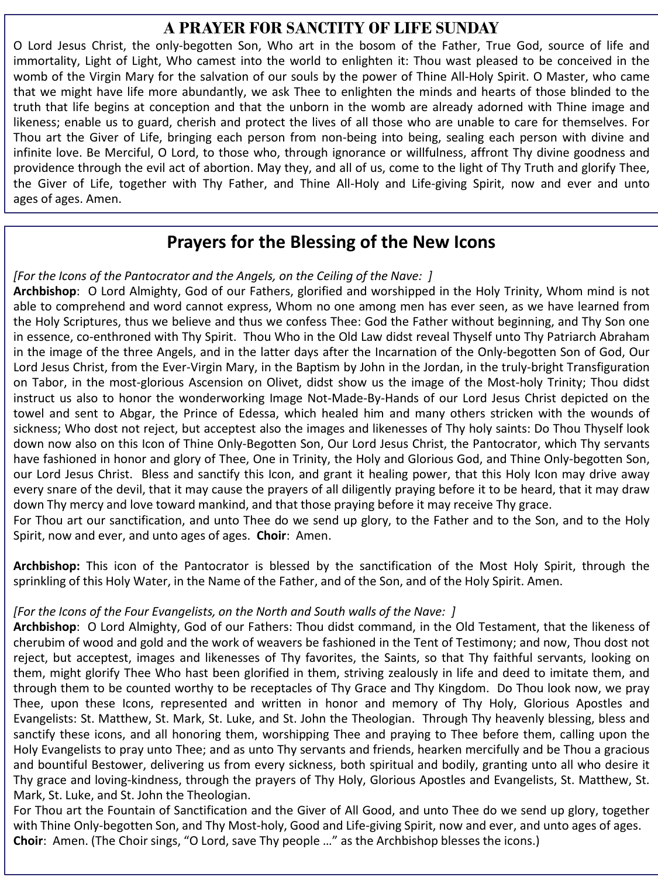## A PRAYER FOR SANCTITY OF LIFE SUNDAY

O Lord Jesus Christ, the only-begotten Son, Who art in the bosom of the Father, True God, source of life and immortality, Light of Light, Who camest into the world to enlighten it: Thou wast pleased to be conceived in the womb of the Virgin Mary for the salvation of our souls by the power of Thine All-Holy Spirit. O Master, who came that we might have life more abundantly, we ask Thee to enlighten the minds and hearts of those blinded to the truth that life begins at conception and that the unborn in the womb are already adorned with Thine image and likeness; enable us to guard, cherish and protect the lives of all those who are unable to care for themselves. For Thou art the Giver of Life, bringing each person from non-being into being, sealing each person with divine and infinite love. Be Merciful, O Lord, to those who, through ignorance or willfulness, affront Thy divine goodness and providence through the evil act of abortion. May they, and all of us, come to the light of Thy Truth and glorify Thee, the Giver of Life, together with Thy Father, and Thine All-Holy and Life-giving Spirit, now and ever and unto ages of ages. Amen.

## Prayers for the Blessing of the New Icons

*[For the Icons of the Pantocrator and the Angels, on the Ceiling of the Nave: ]*

**Archbishop**: O Lord Almighty, God of our Fathers, glorified and worshipped in the Holy Trinity, Whom mind is not able to comprehend and word cannot express, Whom no one among men has ever seen, as we have learned from the Holy Scriptures, thus we believe and thus we confess Thee: God the Father without beginning, and Thy Son one in essence, co-enthroned with Thy Spirit. Thou Who in the Old Law didst reveal Thyself unto Thy Patriarch Abraham in the image of the three Angels, and in the latter days after the Incarnation of the Only-begotten Son of God, Our Lord Jesus Christ, from the Ever-Virgin Mary, in the Baptism by John in the Jordan, in the truly-bright Transfiguration on Tabor, in the most-glorious Ascension on Olivet, didst show us the image of the Most-holy Trinity; Thou didst instruct us also to honor the wonderworking Image Not-Made-By-Hands of our Lord Jesus Christ depicted on the towel and sent to Abgar, the Prince of Edessa, which healed him and many others stricken with the wounds of sickness; Who dost not reject, but acceptest also the images and likenesses of Thy holy saints: Do Thou Thyself look down now also on this Icon of Thine Only-Begotten Son, Our Lord Jesus Christ, the Pantocrator, which Thy servants have fashioned in honor and glory of Thee, One in Trinity, the Holy and Glorious God, and Thine Only-begotten Son, our Lord Jesus Christ. Bless and sanctify this Icon, and grant it healing power, that this Holy Icon may drive away every snare of the devil, that it may cause the prayers of all diligently praying before it to be heard, that it may draw down Thy mercy and love toward mankind, and that those praying before it may receive Thy grace.
For Thou art our sanctification, and unto Thee do we send up glory, to the Father and to the Son, and to the Holy Spirit, now and ever, and unto ages of ages. **Choir**: Amen.

**Archbishop:** This icon of the Pantocrator is blessed by the sanctification of the Most Holy Spirit, through the sprinkling of this Holy Water, in the Name of the Father, and of the Son, and of the Holy Spirit. Amen.

*[For the Icons of the Four Evangelists, on the North and South walls of the Nave: ]*

**Archbishop**: O Lord Almighty, God of our Fathers: Thou didst command, in the Old Testament, that the likeness of cherubim of wood and gold and the work of weavers be fashioned in the Tent of Testimony; and now, Thou dost not reject, but acceptest, images and likenesses of Thy favorites, the Saints, so that Thy faithful servants, looking on them, might glorify Thee Who hast been glorified in them, striving zealously in life and deed to imitate them, and through them to be counted worthy to be receptacles of Thy Grace and Thy Kingdom. Do Thou look now, we pray Thee, upon these Icons, represented and written in honor and memory of Thy Holy, Glorious Apostles and Evangelists: St. Matthew, St. Mark, St. Luke, and St. John the Theologian. Through Thy heavenly blessing, bless and sanctify these icons, and all honoring them, worshipping Thee and praying to Thee before them, calling upon the Holy Evangelists to pray unto Thee; and as unto Thy servants and friends, hearken mercifully and be Thou a gracious and bountiful Bestower, delivering us from every sickness, both spiritual and bodily, granting unto all who desire it Thy grace and loving-kindness, through the prayers of Thy Holy, Glorious Apostles and Evangelists, St. Matthew, St. Mark, St. Luke, and St. John the Theologian.
For Thou art the Fountain of Sanctification and the Giver of All Good, and unto Thee do we send up glory, together with Thine Only-begotten Son, and Thy Most-holy, Good and Life-giving Spirit, now and ever, and unto ages of ages.
**Choir**: Amen. (The Choir sings, "O Lord, save Thy people …" as the Archbishop blesses the icons.)